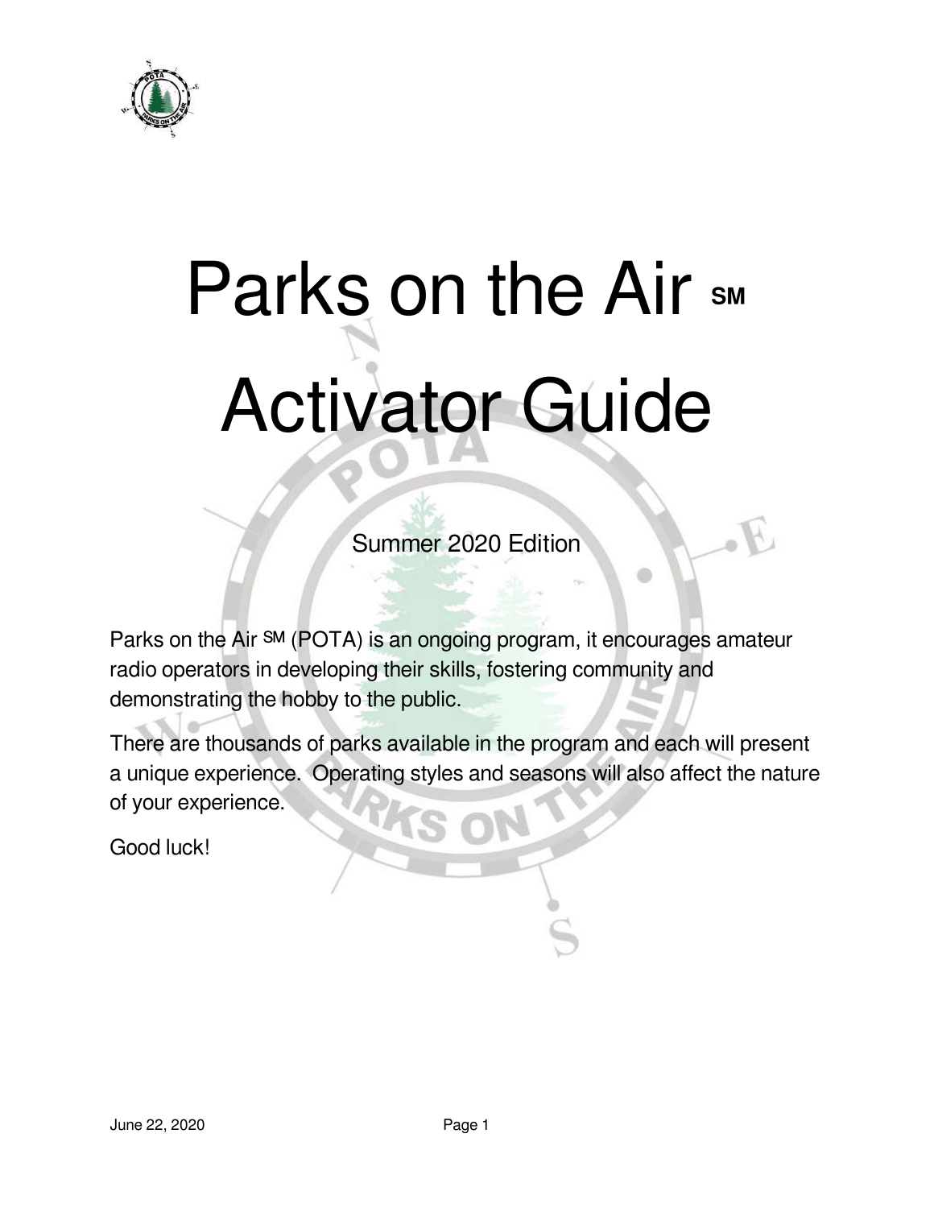# Parks on the Air ℠ Activator Guide

Summer 2020 Edition

Parks on the Air ℠ (POTA) is an ongoing program, it encourages amateur radio operators in developing their skills, fostering community and demonstrating the hobby to the public.

There are thousands of parks available in the program and each will present a unique experience. Operating styles and seasons will also affect the nature of your experience.

Good luck!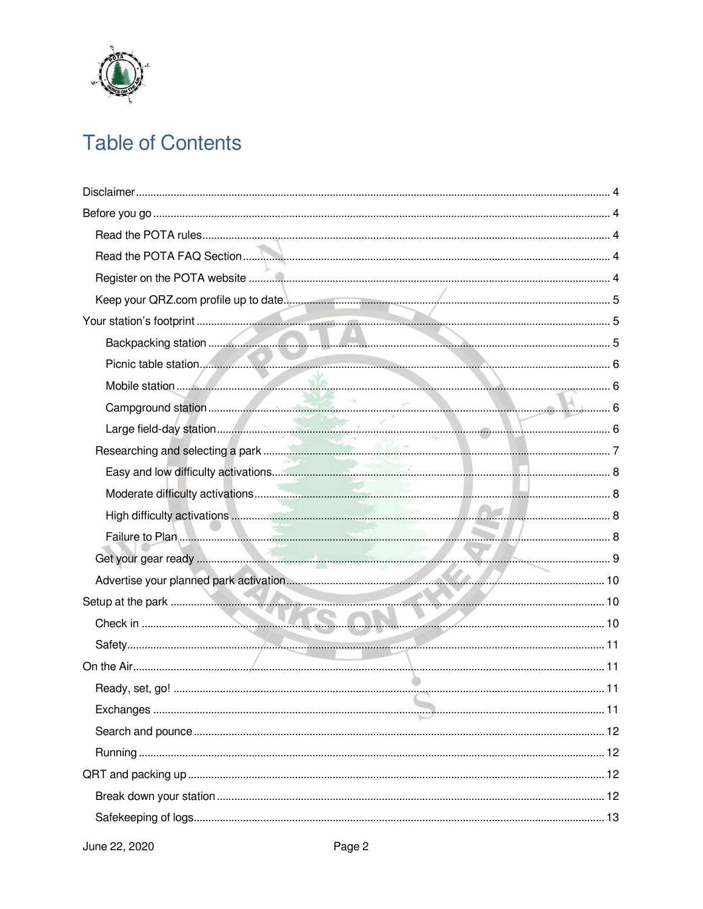# Table of Contents

- Disclaimer ........ 4
- Before you go ........ 4
  - Read the POTA rules ........ 4
  - Read the POTA FAQ Section ........ 4
  - Register on the POTA website ........ 4
  - Keep your QRZ.com profile up to date ........ 5
- Your station's footprint ........ 5
    - Backpacking station ........ 5
    - Picnic table station ........ 6
    - Mobile station ........ 6
    - Campground station ........ 6
    - Large field-day station ........ 6
  - Researching and selecting a park ........ 7
    - Easy and low difficulty activations ........ 8
    - Moderate difficulty activations ........ 8
    - High difficulty activations ........ 8
    - Failure to Plan ........ 8
  - Get your gear ready ........ 9
  - Advertise your planned park activation ........ 10
- Setup at the park ........ 10
  - Check in ........ 10
  - Safety ........ 11
- On the Air ........ 11
  - Ready, set, go! ........ 11
  - Exchanges ........ 11
  - Search and pounce ........ 12
  - Running ........ 12
- QRT and packing up ........ 12
  - Break down your station ........ 12
  - Safekeeping of logs ........ 13

June 22, 2020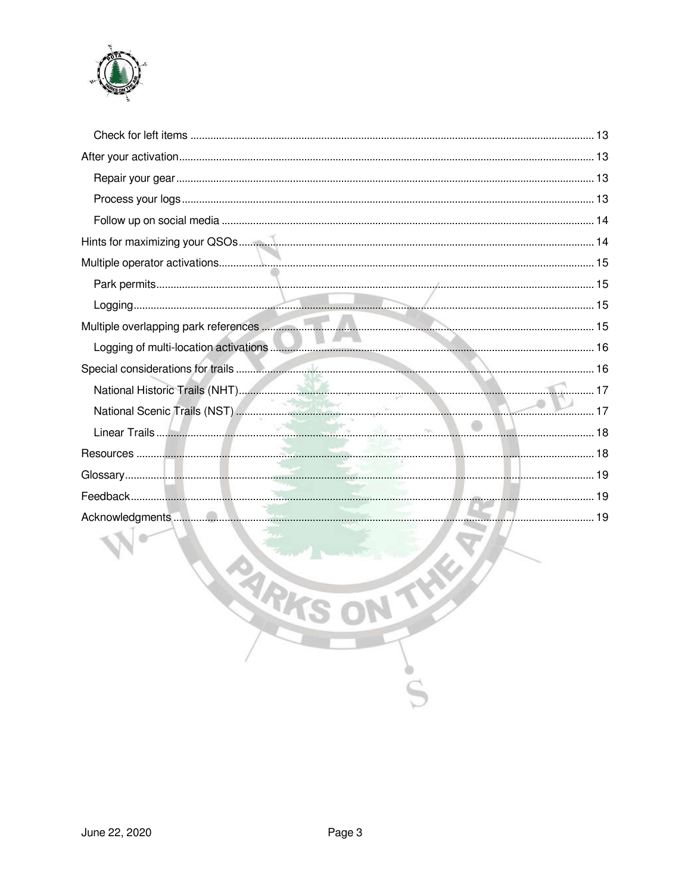- Check for left items ... 13
- After your activation ... 13
  - Repair your gear ... 13
  - Process your logs ... 13
  - Follow up on social media ... 14
- Hints for maximizing your QSOs ... 14
- Multiple operator activations ... 15
  - Park permits ... 15
  - Logging ... 15
- Multiple overlapping park references ... 15
  - Logging of multi-location activations ... 16
- Special considerations for trails ... 16
  - National Historic Trails (NHT) ... 17
  - National Scenic Trails (NST) ... 17
  - Linear Trails ... 18
- Resources ... 18
- Glossary ... 19
- Feedback ... 19
- Acknowledgments ... 19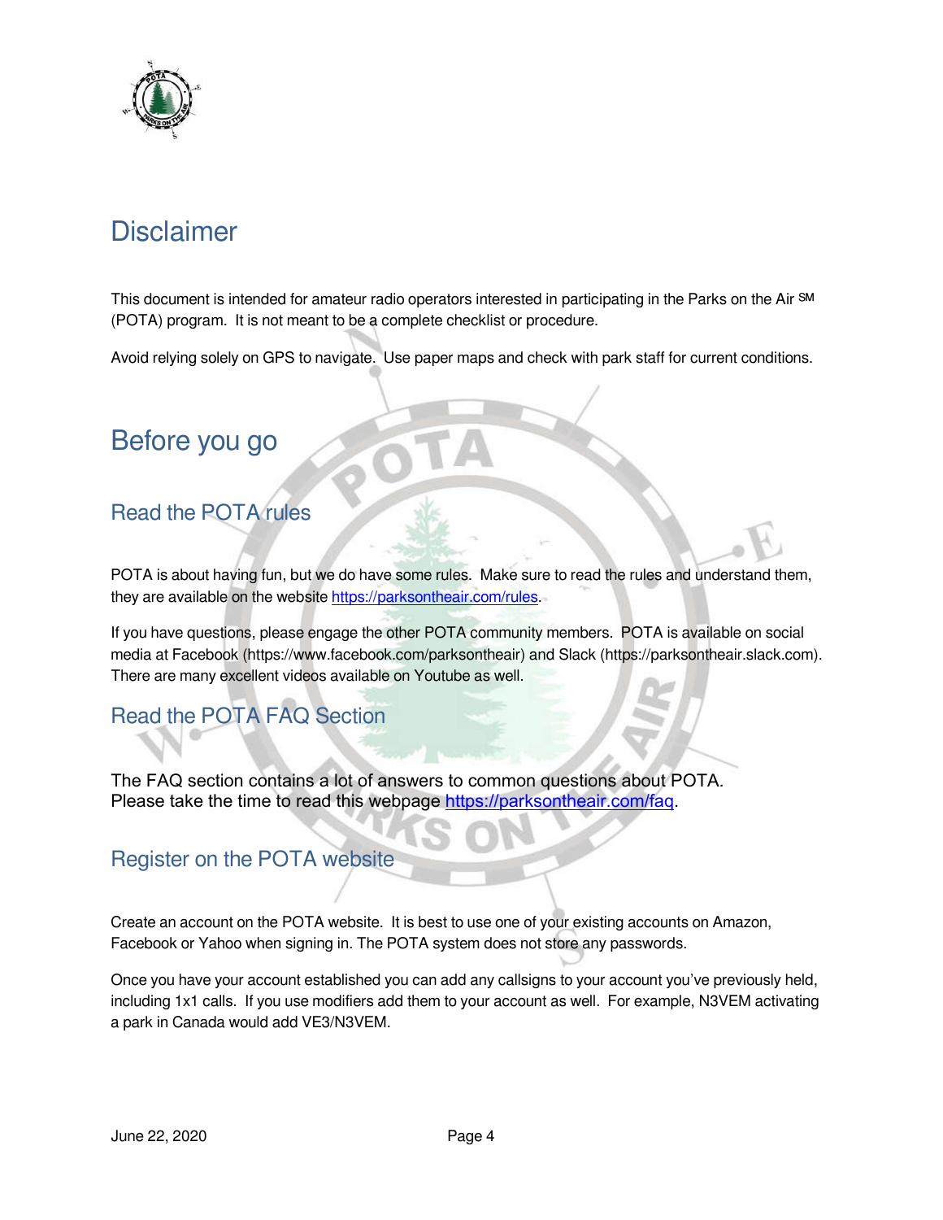# Disclaimer

This document is intended for amateur radio operators interested in participating in the Parks on the Air SM (POTA) program. It is not meant to be a complete checklist or procedure.

Avoid relying solely on GPS to navigate. Use paper maps and check with park staff for current conditions.

# Before you go

## Read the POTA rules

POTA is about having fun, but we do have some rules. Make sure to read the rules and understand them, they are available on the website https://parksontheair.com/rules.

If you have questions, please engage the other POTA community members. POTA is available on social media at Facebook (https://www.facebook.com/parksontheair) and Slack (https://parksontheair.slack.com). There are many excellent videos available on Youtube as well.

## Read the POTA FAQ Section

The FAQ section contains a lot of answers to common questions about POTA. Please take the time to read this webpage https://parksontheair.com/faq.

## Register on the POTA website

Create an account on the POTA website. It is best to use one of your existing accounts on Amazon, Facebook or Yahoo when signing in. The POTA system does not store any passwords.

Once you have your account established you can add any callsigns to your account you've previously held, including 1x1 calls. If you use modifiers add them to your account as well. For example, N3VEM activating a park in Canada would add VE3/N3VEM.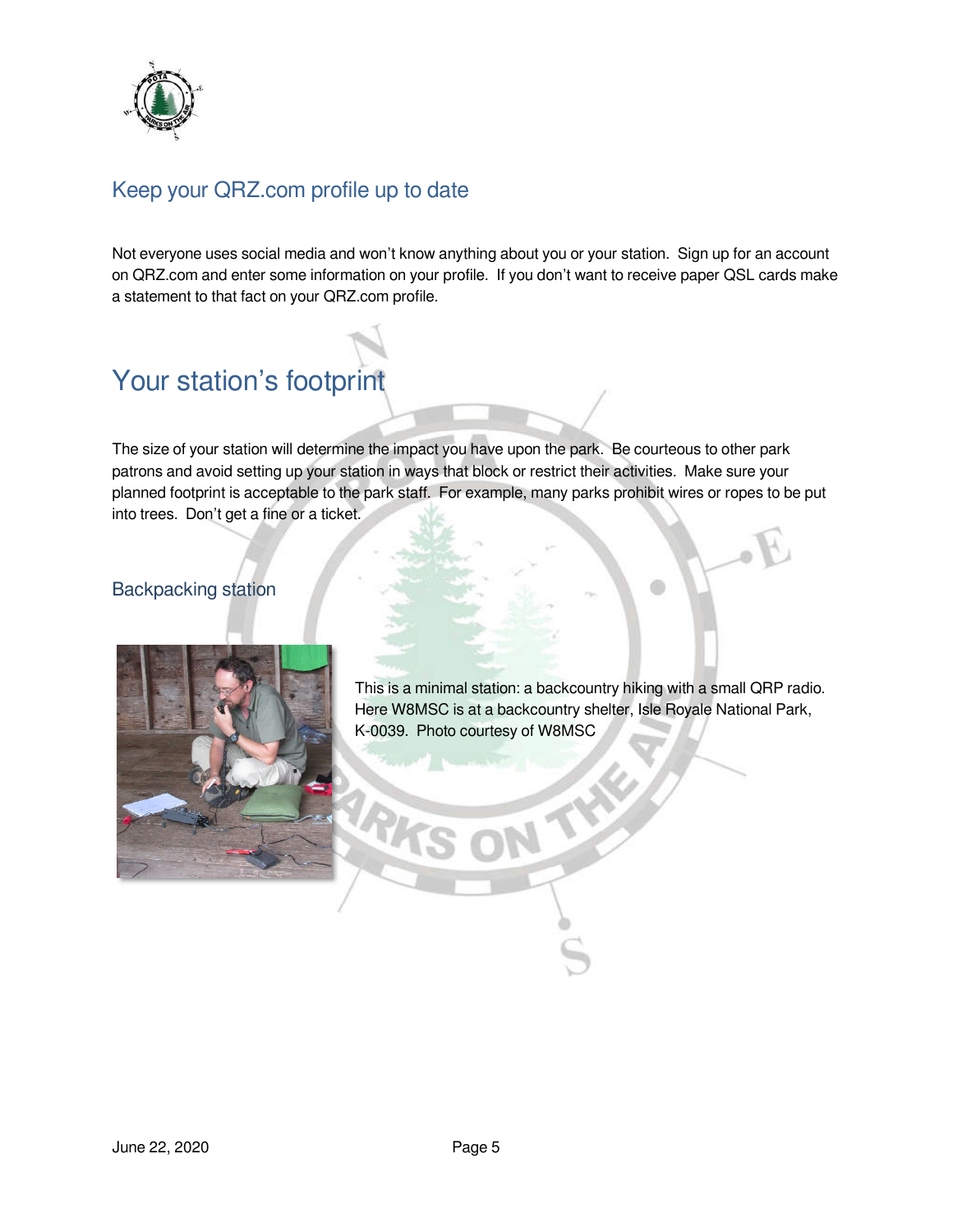## Keep your QRZ.com profile up to date

Not everyone uses social media and won't know anything about you or your station. Sign up for an account on QRZ.com and enter some information on your profile. If you don't want to receive paper QSL cards make a statement to that fact on your QRZ.com profile.

# Your station's footprint

The size of your station will determine the impact you have upon the park. Be courteous to other park patrons and avoid setting up your station in ways that block or restrict their activities. Make sure your planned footprint is acceptable to the park staff. For example, many parks prohibit wires or ropes to be put into trees. Don't get a fine or a ticket.

## Backpacking station

This is a minimal station: a backcountry hiking with a small QRP radio. Here W8MSC is at a backcountry shelter, Isle Royale National Park, K-0039. Photo courtesy of W8MSC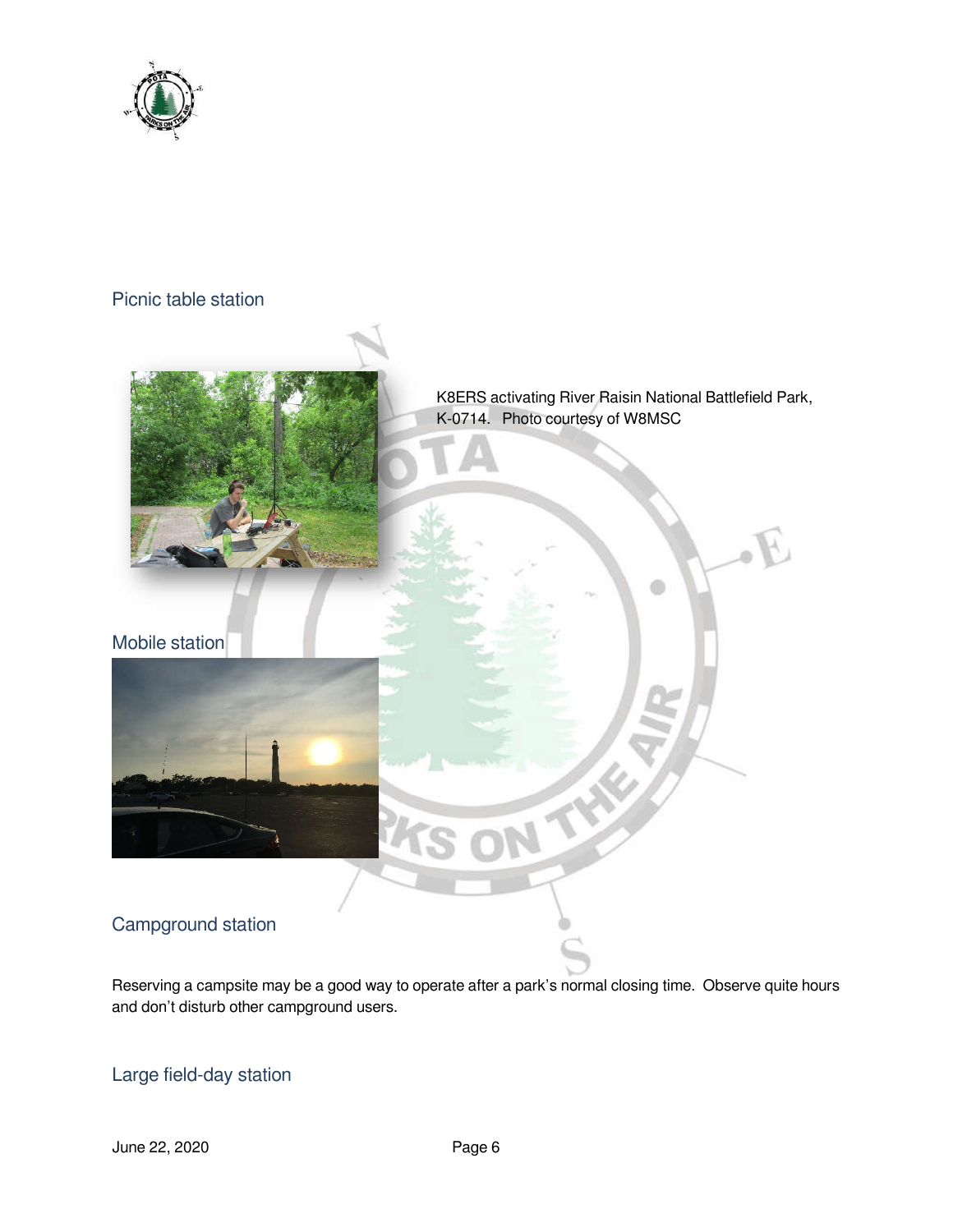## Picnic table station

K8ERS activating River Raisin National Battlefield Park, K-0714. Photo courtesy of W8MSC

## Mobile station

## Campground station

Reserving a campsite may be a good way to operate after a park's normal closing time. Observe quite hours and don't disturb other campground users.

## Large field-day station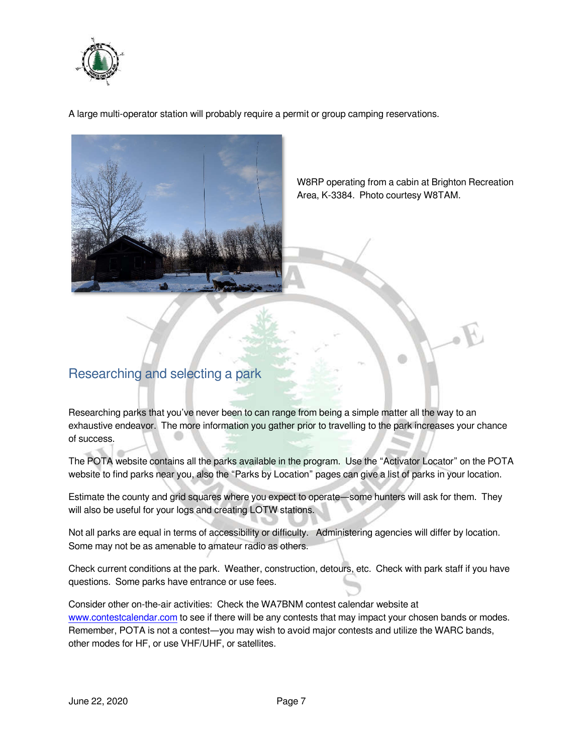A large multi-operator station will probably require a permit or group camping reservations.

W8RP operating from a cabin at Brighton Recreation Area, K-3384. Photo courtesy W8TAM.

## Researching and selecting a park

Researching parks that you've never been to can range from being a simple matter all the way to an exhaustive endeavor. The more information you gather prior to travelling to the park increases your chance of success.

The POTA website contains all the parks available in the program. Use the "Activator Locator" on the POTA website to find parks near you, also the "Parks by Location" pages can give a list of parks in your location.

Estimate the county and grid squares where you expect to operate—some hunters will ask for them. They will also be useful for your logs and creating LOTW stations.

Not all parks are equal in terms of accessibility or difficulty. Administering agencies will differ by location. Some may not be as amenable to amateur radio as others.

Check current conditions at the park. Weather, construction, detours, etc. Check with park staff if you have questions. Some parks have entrance or use fees.

Consider other on-the-air activities: Check the WA7BNM contest calendar website at [www.contestcalendar.com](http://www.contestcalendar.com) to see if there will be any contests that may impact your chosen bands or modes. Remember, POTA is not a contest—you may wish to avoid major contests and utilize the WARC bands, other modes for HF, or use VHF/UHF, or satellites.

June 22, 2020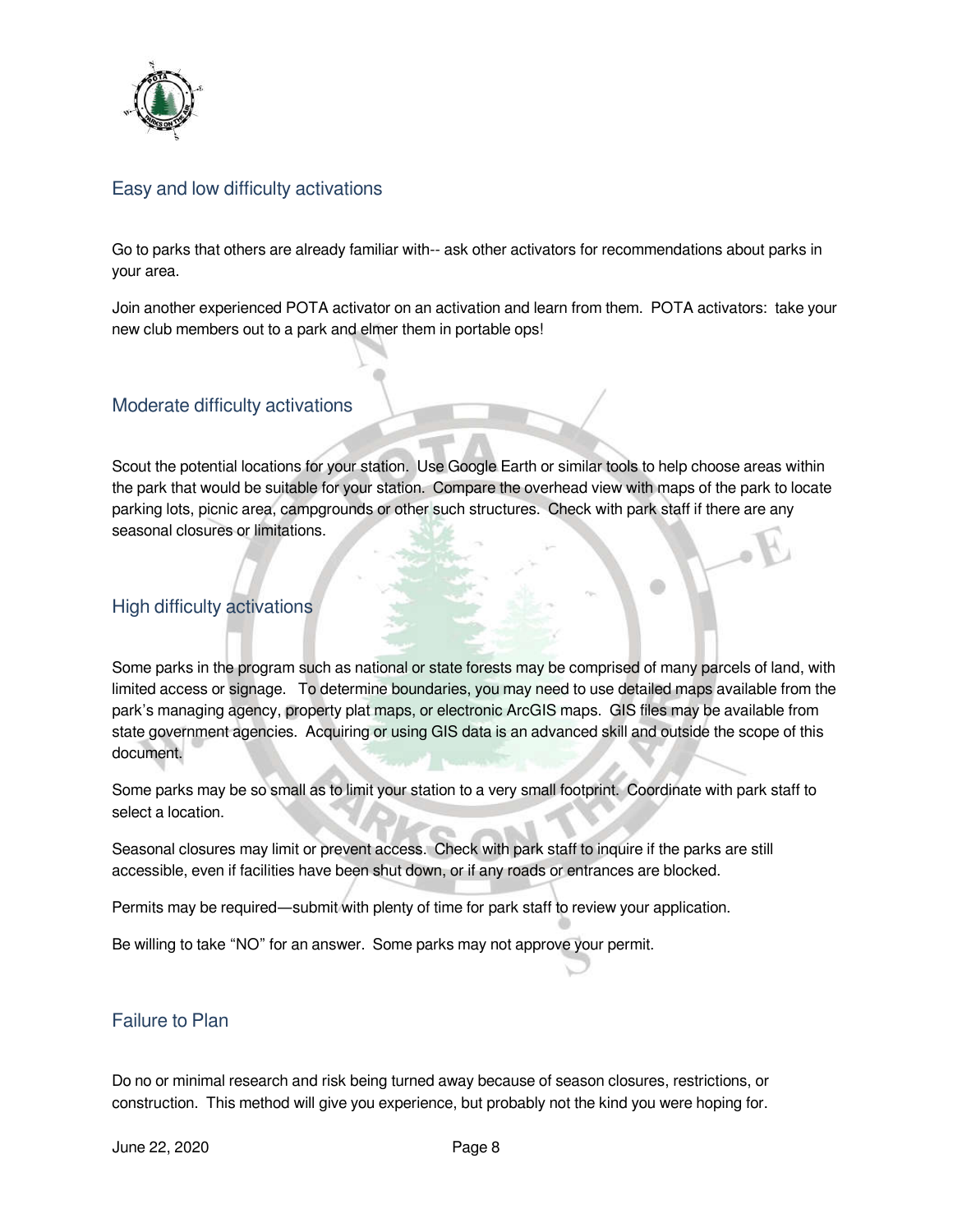## Easy and low difficulty activations

Go to parks that others are already familiar with-- ask other activators for recommendations about parks in your area.

Join another experienced POTA activator on an activation and learn from them. POTA activators: take your new club members out to a park and elmer them in portable ops!

## Moderate difficulty activations

Scout the potential locations for your station. Use Google Earth or similar tools to help choose areas within the park that would be suitable for your station. Compare the overhead view with maps of the park to locate parking lots, picnic area, campgrounds or other such structures. Check with park staff if there are any seasonal closures or limitations.

## High difficulty activations

Some parks in the program such as national or state forests may be comprised of many parcels of land, with limited access or signage. To determine boundaries, you may need to use detailed maps available from the park's managing agency, property plat maps, or electronic ArcGIS maps. GIS files may be available from state government agencies. Acquiring or using GIS data is an advanced skill and outside the scope of this document.

Some parks may be so small as to limit your station to a very small footprint. Coordinate with park staff to select a location.

Seasonal closures may limit or prevent access. Check with park staff to inquire if the parks are still accessible, even if facilities have been shut down, or if any roads or entrances are blocked.

Permits may be required—submit with plenty of time for park staff to review your application.

Be willing to take "NO" for an answer. Some parks may not approve your permit.

## Failure to Plan

Do no or minimal research and risk being turned away because of season closures, restrictions, or construction. This method will give you experience, but probably not the kind you were hoping for.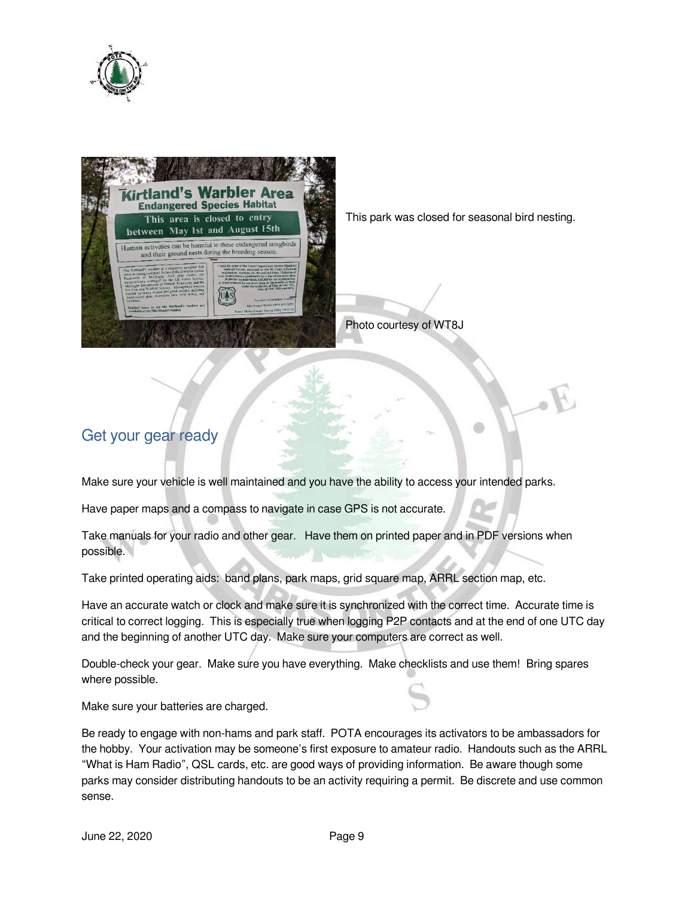This park was closed for seasonal bird nesting.

Photo courtesy of WT8J

## Get your gear ready

Make sure your vehicle is well maintained and you have the ability to access your intended parks.

Have paper maps and a compass to navigate in case GPS is not accurate.

Take manuals for your radio and other gear. Have them on printed paper and in PDF versions when possible.

Take printed operating aids: band plans, park maps, grid square map, ARRL section map, etc.

Have an accurate watch or clock and make sure it is synchronized with the correct time. Accurate time is critical to correct logging. This is especially true when logging P2P contacts and at the end of one UTC day and the beginning of another UTC day. Make sure your computers are correct as well.

Double-check your gear. Make sure you have everything. Make checklists and use them! Bring spares where possible.

Make sure your batteries are charged.

Be ready to engage with non-hams and park staff. POTA encourages its activators to be ambassadors for the hobby. Your activation may be someone's first exposure to amateur radio. Handouts such as the ARRL "What is Ham Radio", QSL cards, etc. are good ways of providing information. Be aware though some parks may consider distributing handouts to be an activity requiring a permit. Be discrete and use common sense.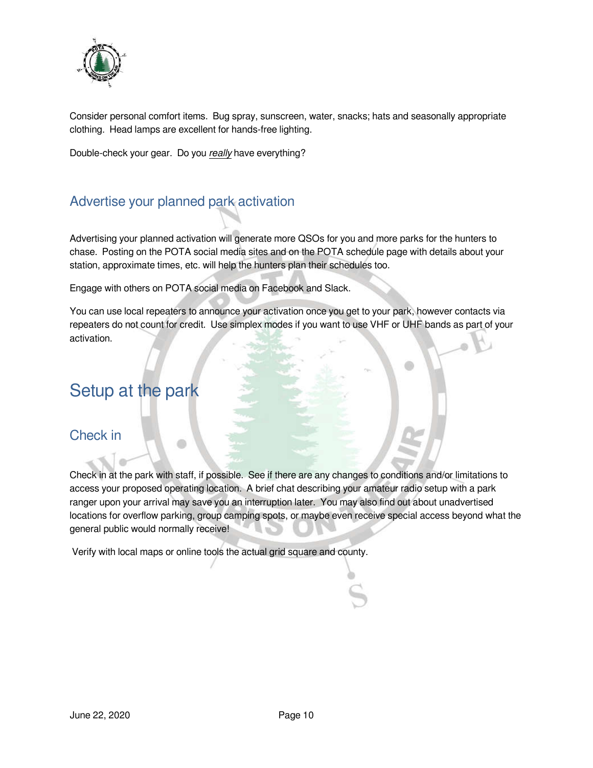Consider personal comfort items. Bug spray, sunscreen, water, snacks; hats and seasonally appropriate clothing. Head lamps are excellent for hands-free lighting.

Double-check your gear. Do you *really* have everything?

## Advertise your planned park activation

Advertising your planned activation will generate more QSOs for you and more parks for the hunters to chase. Posting on the POTA social media sites and on the POTA schedule page with details about your station, approximate times, etc. will help the hunters plan their schedules too.

Engage with others on POTA social media on Facebook and Slack.

You can use local repeaters to announce your activation once you get to your park, however contacts via repeaters do not count for credit. Use simplex modes if you want to use VHF or UHF bands as part of your activation.

# Setup at the park

## Check in

Check in at the park with staff, if possible. See if there are any changes to conditions and/or limitations to access your proposed operating location. A brief chat describing your amateur radio setup with a park ranger upon your arrival may save you an interruption later. You may also find out about unadvertised locations for overflow parking, group camping spots, or maybe even receive special access beyond what the general public would normally receive!

Verify with local maps or online tools the actual grid square and county.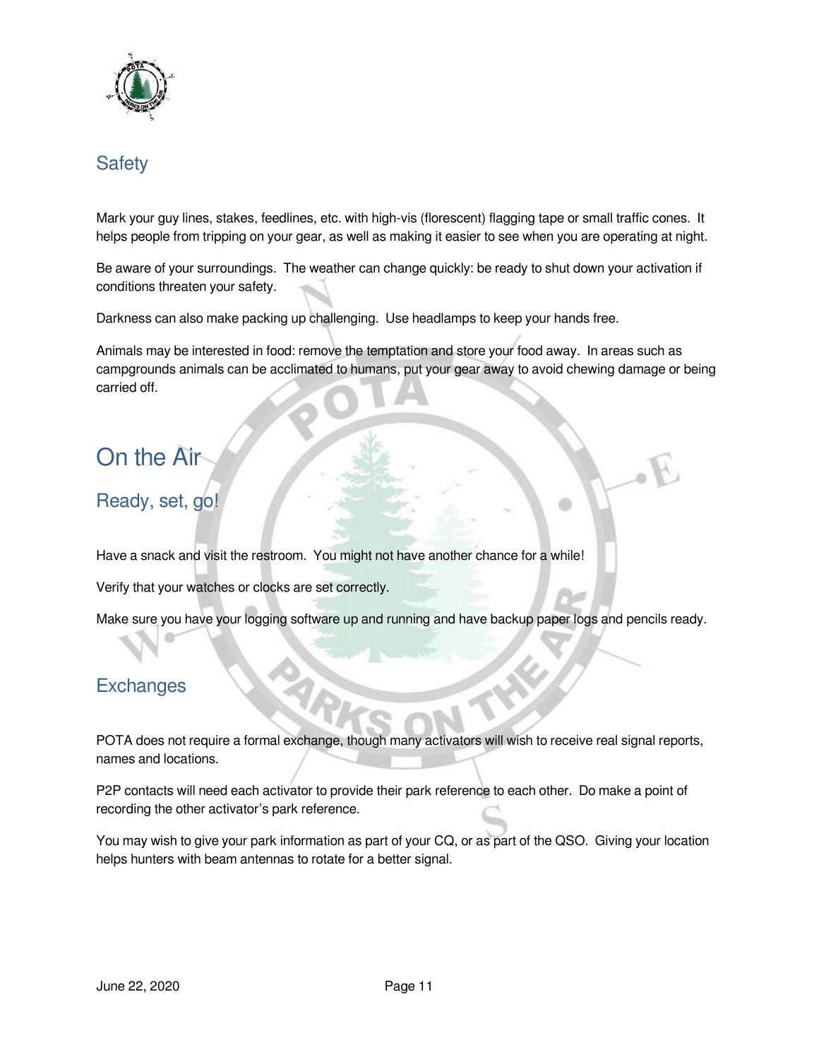## Safety

Mark your guy lines, stakes, feedlines, etc. with high-vis (florescent) flagging tape or small traffic cones. It helps people from tripping on your gear, as well as making it easier to see when you are operating at night.

Be aware of your surroundings. The weather can change quickly: be ready to shut down your activation if conditions threaten your safety.

Darkness can also make packing up challenging. Use headlamps to keep your hands free.

Animals may be interested in food: remove the temptation and store your food away. In areas such as campgrounds animals can be acclimated to humans, put your gear away to avoid chewing damage or being carried off.

# On the Air

## Ready, set, go!

Have a snack and visit the restroom. You might not have another chance for a while!

Verify that your watches or clocks are set correctly.

Make sure you have your logging software up and running and have backup paper logs and pencils ready.

## Exchanges

POTA does not require a formal exchange, though many activators will wish to receive real signal reports, names and locations.

P2P contacts will need each activator to provide their park reference to each other. Do make a point of recording the other activator's park reference.

You may wish to give your park information as part of your CQ, or as part of the QSO. Giving your location helps hunters with beam antennas to rotate for a better signal.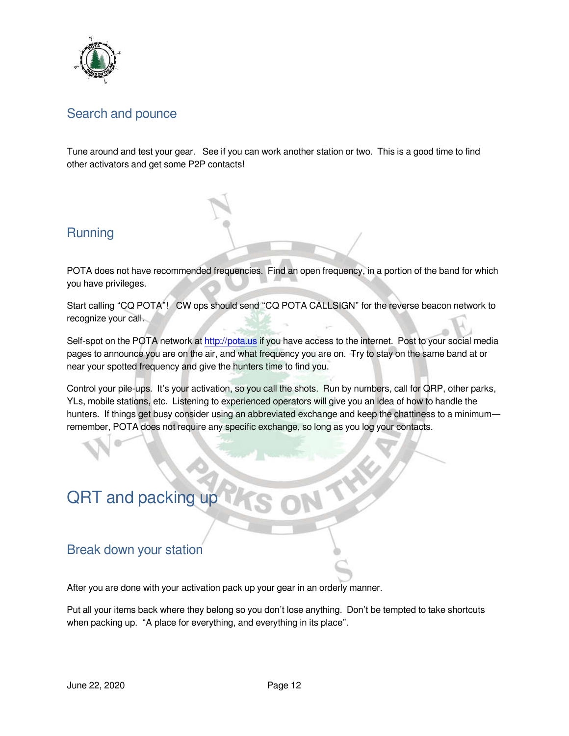## Search and pounce

Tune around and test your gear. See if you can work another station or two. This is a good time to find other activators and get some P2P contacts!

## Running

POTA does not have recommended frequencies. Find an open frequency, in a portion of the band for which you have privileges.

Start calling "CQ POTA"! CW ops should send "CQ POTA CALLSIGN" for the reverse beacon network to recognize your call.

Self-spot on the POTA network at [http://pota.us](http://pota.us) if you have access to the internet. Post to your social media pages to announce you are on the air, and what frequency you are on. Try to stay on the same band at or near your spotted frequency and give the hunters time to find you.

Control your pile-ups. It's your activation, so you call the shots. Run by numbers, call for QRP, other parks, YLs, mobile stations, etc. Listening to experienced operators will give you an idea of how to handle the hunters. If things get busy consider using an abbreviated exchange and keep the chattiness to a minimum—remember, POTA does not require any specific exchange, so long as you log your contacts.

# QRT and packing up

## Break down your station

After you are done with your activation pack up your gear in an orderly manner.

Put all your items back where they belong so you don't lose anything. Don't be tempted to take shortcuts when packing up. "A place for everything, and everything in its place".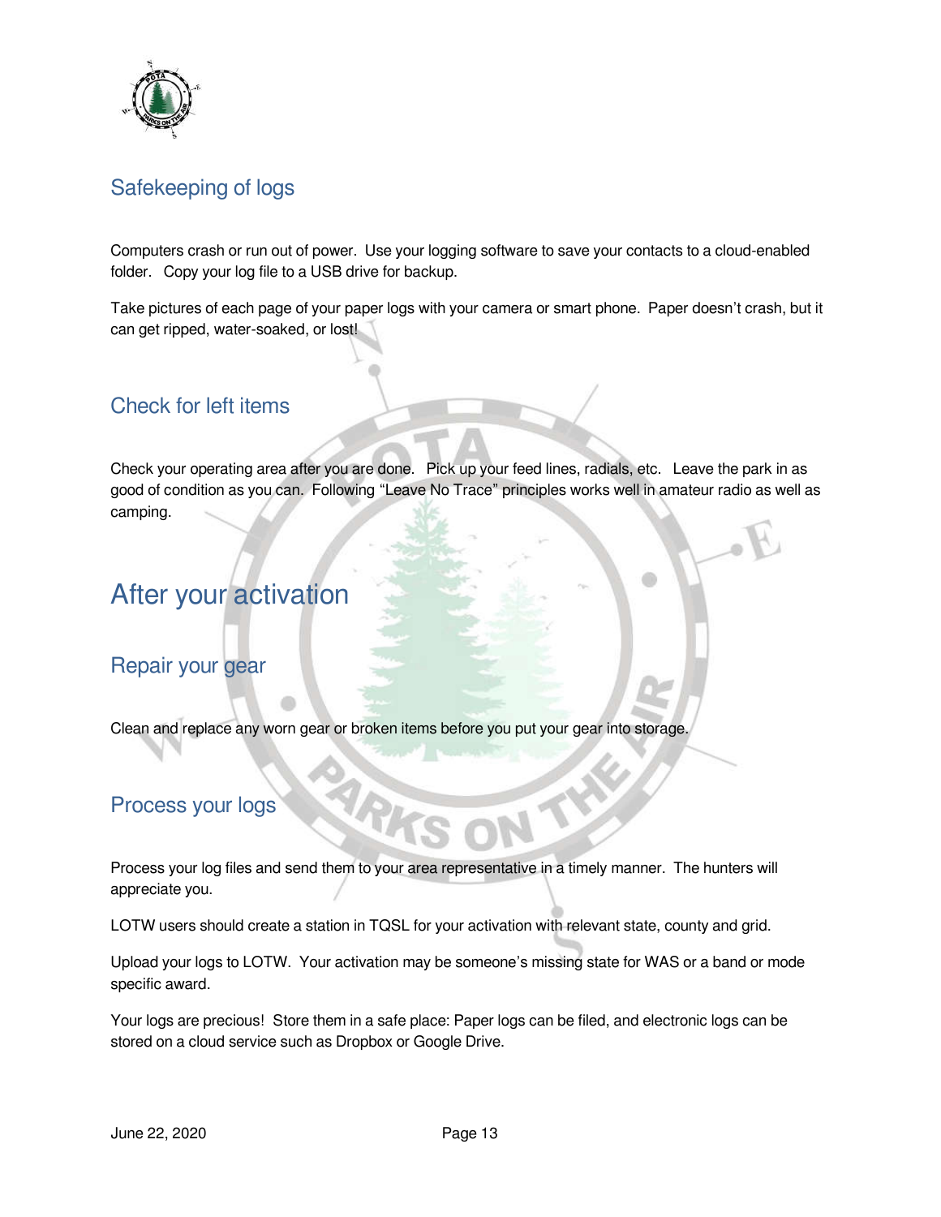## Safekeeping of logs

Computers crash or run out of power. Use your logging software to save your contacts to a cloud-enabled folder. Copy your log file to a USB drive for backup.

Take pictures of each page of your paper logs with your camera or smart phone. Paper doesn't crash, but it can get ripped, water-soaked, or lost!

## Check for left items

Check your operating area after you are done. Pick up your feed lines, radials, etc. Leave the park in as good of condition as you can. Following "Leave No Trace" principles works well in amateur radio as well as camping.

# After your activation

## Repair your gear

Clean and replace any worn gear or broken items before you put your gear into storage.

## Process your logs

Process your log files and send them to your area representative in a timely manner. The hunters will appreciate you.

LOTW users should create a station in TQSL for your activation with relevant state, county and grid.

Upload your logs to LOTW. Your activation may be someone's missing state for WAS or a band or mode specific award.

Your logs are precious! Store them in a safe place: Paper logs can be filed, and electronic logs can be stored on a cloud service such as Dropbox or Google Drive.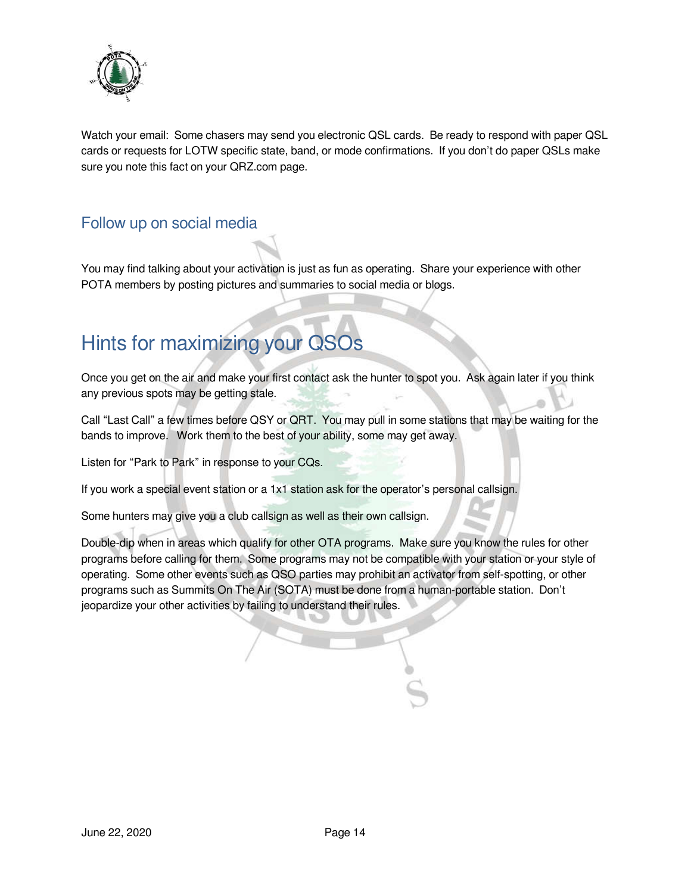Watch your email: Some chasers may send you electronic QSL cards. Be ready to respond with paper QSL cards or requests for LOTW specific state, band, or mode confirmations. If you don't do paper QSLs make sure you note this fact on your QRZ.com page.

## Follow up on social media

You may find talking about your activation is just as fun as operating. Share your experience with other POTA members by posting pictures and summaries to social media or blogs.

# Hints for maximizing your QSOs

Once you get on the air and make your first contact ask the hunter to spot you. Ask again later if you think any previous spots may be getting stale.

Call "Last Call" a few times before QSY or QRT. You may pull in some stations that may be waiting for the bands to improve. Work them to the best of your ability, some may get away.

Listen for "Park to Park" in response to your CQs.

If you work a special event station or a 1x1 station ask for the operator's personal callsign.

Some hunters may give you a club callsign as well as their own callsign.

Double-dip when in areas which qualify for other OTA programs. Make sure you know the rules for other programs before calling for them. Some programs may not be compatible with your station or your style of operating. Some other events such as QSO parties may prohibit an activator from self-spotting, or other programs such as Summits On The Air (SOTA) must be done from a human-portable station. Don't jeopardize your other activities by failing to understand their rules.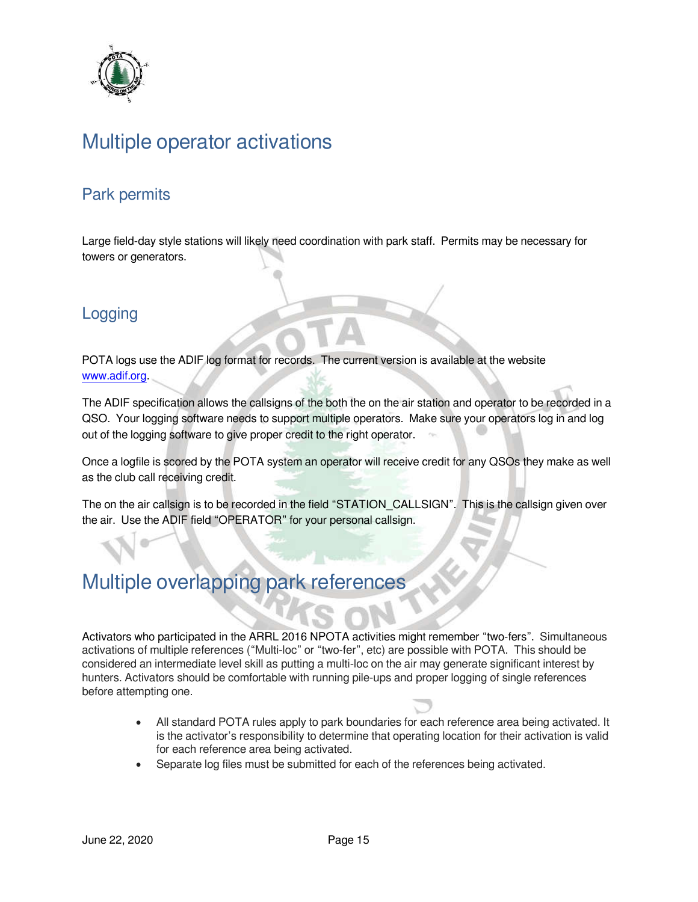# Multiple operator activations

## Park permits

Large field-day style stations will likely need coordination with park staff. Permits may be necessary for towers or generators.

## Logging

POTA logs use the ADIF log format for records. The current version is available at the website [www.adif.org](http://www.adif.org).

The ADIF specification allows the callsigns of the both the on the air station and operator to be recorded in a QSO. Your logging software needs to support multiple operators. Make sure your operators log in and log out of the logging software to give proper credit to the right operator.

Once a logfile is scored by the POTA system an operator will receive credit for any QSOs they make as well as the club call receiving credit.

The on the air callsign is to be recorded in the field "STATION_CALLSIGN". This is the callsign given over the air. Use the ADIF field "OPERATOR" for your personal callsign.

# Multiple overlapping park references

Activators who participated in the ARRL 2016 NPOTA activities might remember "two-fers". Simultaneous activations of multiple references ("Multi-loc" or "two-fer", etc) are possible with POTA. This should be considered an intermediate level skill as putting a multi-loc on the air may generate significant interest by hunters. Activators should be comfortable with running pile-ups and proper logging of single references before attempting one.

- All standard POTA rules apply to park boundaries for each reference area being activated. It is the activator's responsibility to determine that operating location for their activation is valid for each reference area being activated.
- Separate log files must be submitted for each of the references being activated.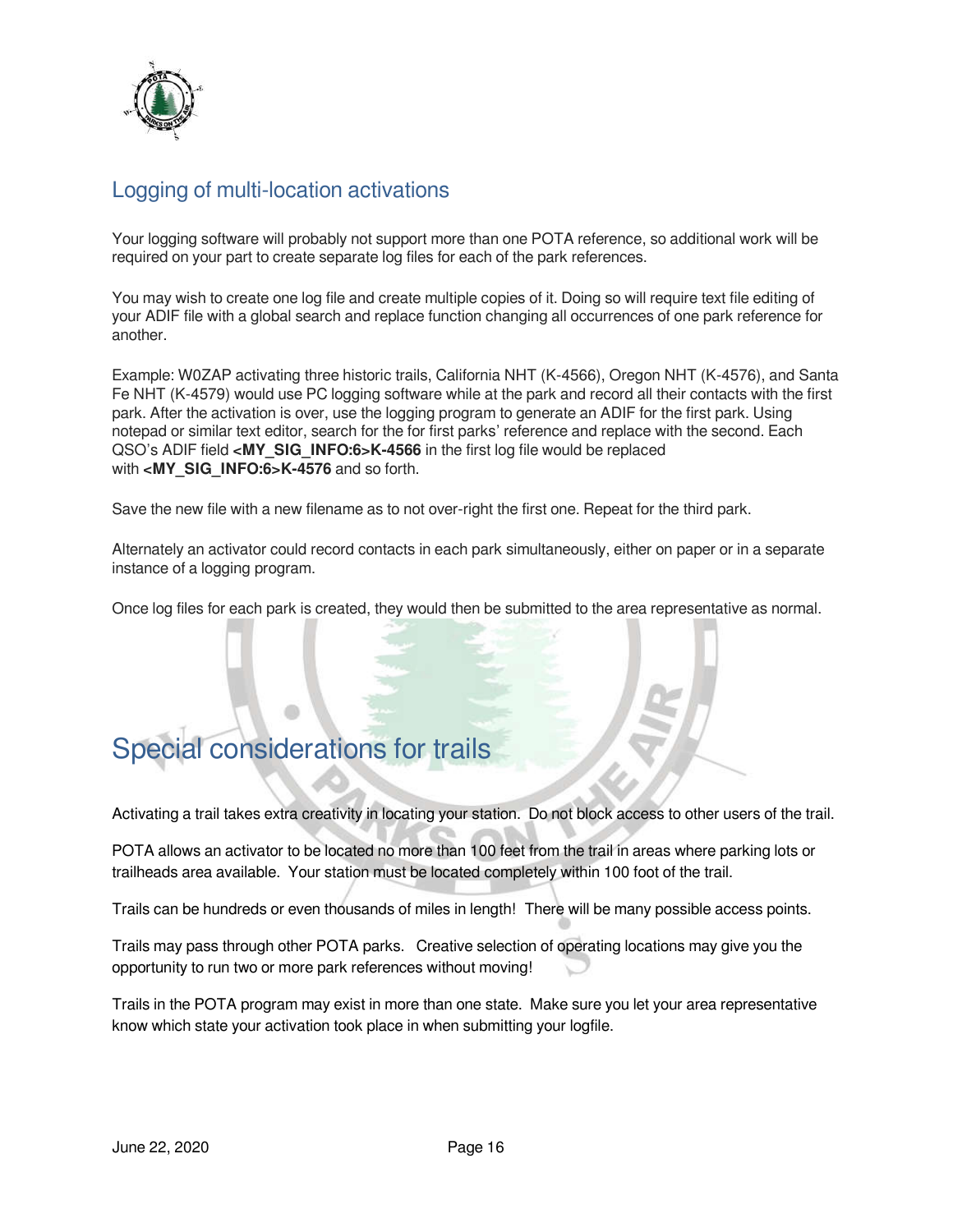## Logging of multi-location activations

Your logging software will probably not support more than one POTA reference, so additional work will be required on your part to create separate log files for each of the park references.

You may wish to create one log file and create multiple copies of it. Doing so will require text file editing of your ADIF file with a global search and replace function changing all occurrences of one park reference for another.

Example: W0ZAP activating three historic trails, California NHT (K-4566), Oregon NHT (K-4576), and Santa Fe NHT (K-4579) would use PC logging software while at the park and record all their contacts with the first park. After the activation is over, use the logging program to generate an ADIF for the first park. Using notepad or similar text editor, search for the for first parks' reference and replace with the second. Each QSO's ADIF field **<MY_SIG_INFO:6>K-4566** in the first log file would be replaced with **<MY_SIG_INFO:6>K-4576** and so forth.

Save the new file with a new filename as to not over-right the first one. Repeat for the third park.

Alternately an activator could record contacts in each park simultaneously, either on paper or in a separate instance of a logging program.

Once log files for each park is created, they would then be submitted to the area representative as normal.

## Special considerations for trails

Activating a trail takes extra creativity in locating your station. Do not block access to other users of the trail.

POTA allows an activator to be located no more than 100 feet from the trail in areas where parking lots or trailheads area available. Your station must be located completely within 100 foot of the trail.

Trails can be hundreds or even thousands of miles in length! There will be many possible access points.

Trails may pass through other POTA parks. Creative selection of operating locations may give you the opportunity to run two or more park references without moving!

Trails in the POTA program may exist in more than one state. Make sure you let your area representative know which state your activation took place in when submitting your logfile.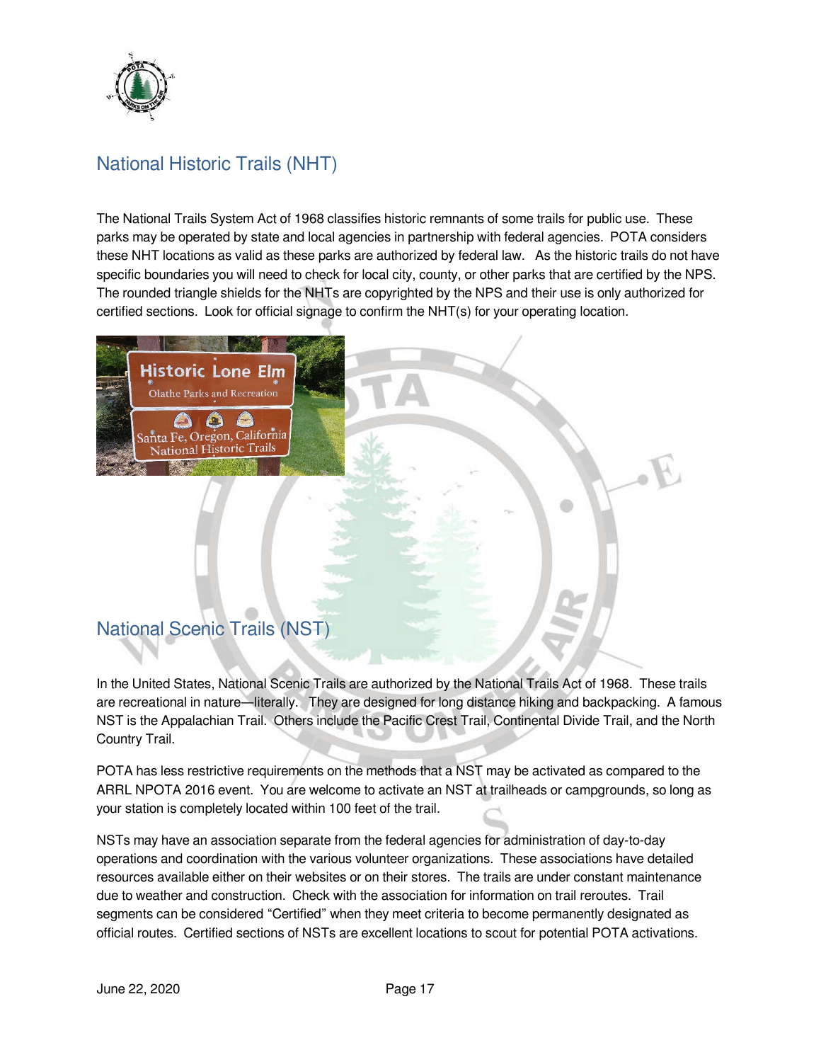## National Historic Trails (NHT)

The National Trails System Act of 1968 classifies historic remnants of some trails for public use. These parks may be operated by state and local agencies in partnership with federal agencies. POTA considers these NHT locations as valid as these parks are authorized by federal law. As the historic trails do not have specific boundaries you will need to check for local city, county, or other parks that are certified by the NPS. The rounded triangle shields for the NHTs are copyrighted by the NPS and their use is only authorized for certified sections. Look for official signage to confirm the NHT(s) for your operating location.

## National Scenic Trails (NST)

In the United States, National Scenic Trails are authorized by the National Trails Act of 1968. These trails are recreational in nature—literally. They are designed for long distance hiking and backpacking. A famous NST is the Appalachian Trail. Others include the Pacific Crest Trail, Continental Divide Trail, and the North Country Trail.

POTA has less restrictive requirements on the methods that a NST may be activated as compared to the ARRL NPOTA 2016 event. You are welcome to activate an NST at trailheads or campgrounds, so long as your station is completely located within 100 feet of the trail.

NSTs may have an association separate from the federal agencies for administration of day-to-day operations and coordination with the various volunteer organizations. These associations have detailed resources available either on their websites or on their stores. The trails are under constant maintenance due to weather and construction. Check with the association for information on trail reroutes. Trail segments can be considered "Certified" when they meet criteria to become permanently designated as official routes. Certified sections of NSTs are excellent locations to scout for potential POTA activations.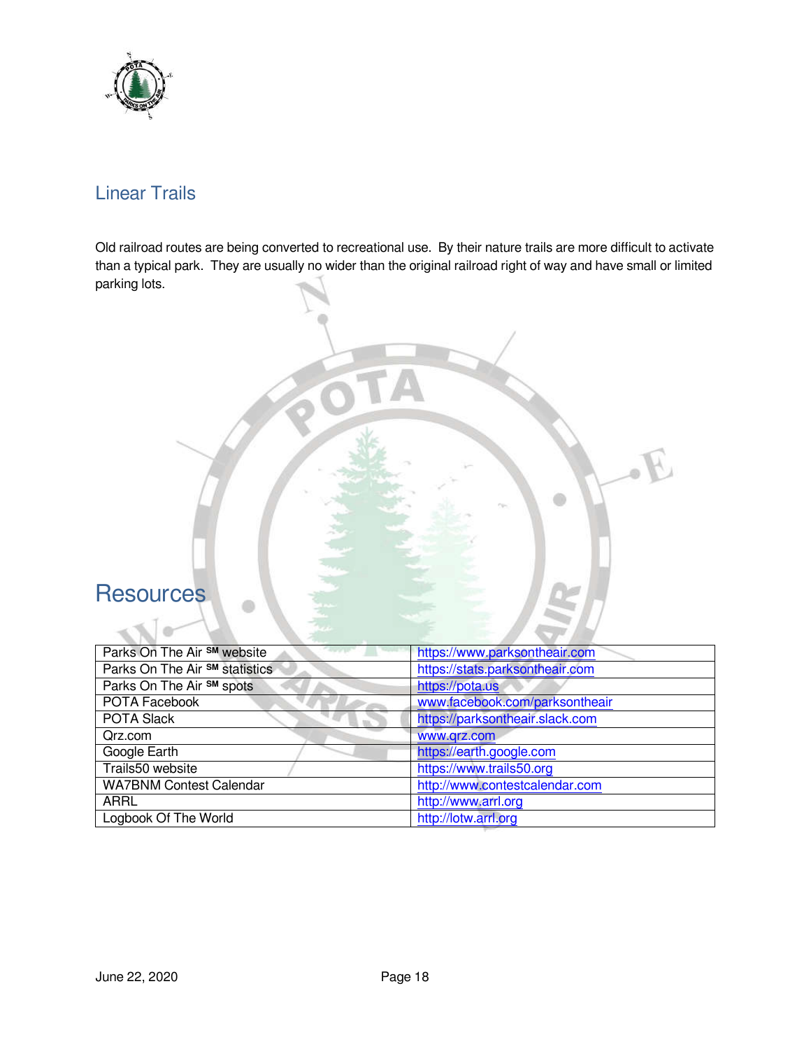## Linear Trails

Old railroad routes are being converted to recreational use. By their nature trails are more difficult to activate than a typical park. They are usually no wider than the original railroad right of way and have small or limited parking lots.

## Resources

| | |
|---|---|
| Parks On The Air SM website | https://www.parksontheair.com |
| Parks On The Air SM statistics | https://stats.parksontheair.com |
| Parks On The Air SM spots | https://pota.us |
| POTA Facebook | www.facebook.com/parksontheair |
| POTA Slack | https://parksontheair.slack.com |
| Qrz.com | www.qrz.com |
| Google Earth | https://earth.google.com |
| Trails50 website | https://www.trails50.org |
| WA7BNM Contest Calendar | http://www.contestcalendar.com |
| ARRL | http://www.arrl.org |
| Logbook Of The World | http://lotw.arrl.org |

June 22, 2020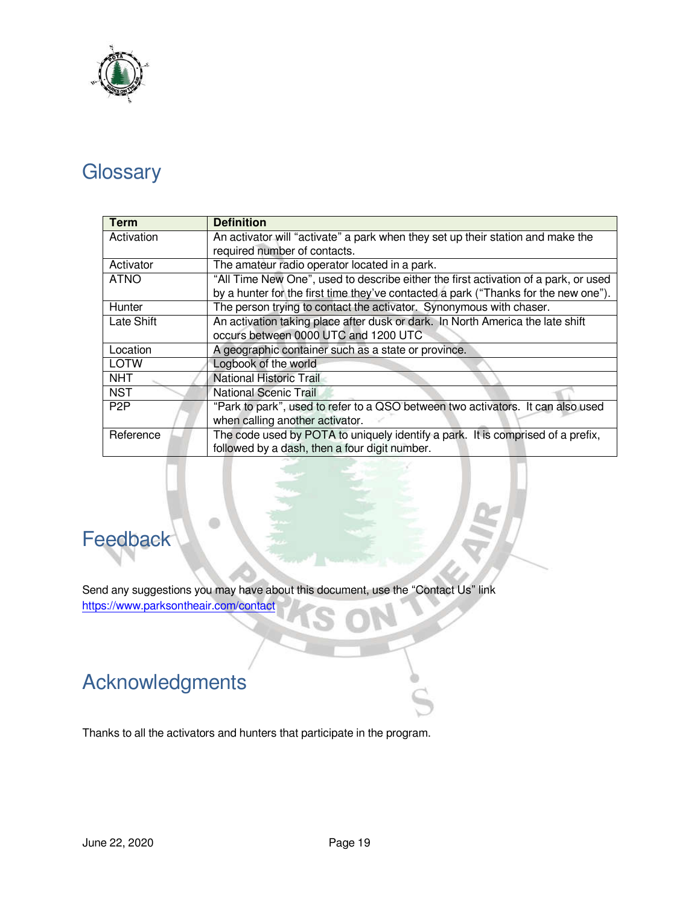## Glossary

| Term | Definition |
| --- | --- |
| Activation | An activator will "activate" a park when they set up their station and make the required number of contacts. |
| Activator | The amateur radio operator located in a park. |
| ATNO | "All Time New One", used to describe either the first activation of a park, or used by a hunter for the first time they've contacted a park ("Thanks for the new one"). |
| Hunter | The person trying to contact the activator. Synonymous with chaser. |
| Late Shift | An activation taking place after dusk or dark. In North America the late shift occurs between 0000 UTC and 1200 UTC |
| Location | A geographic container such as a state or province. |
| LOTW | Logbook of the world |
| NHT | National Historic Trail |
| NST | National Scenic Trail |
| P2P | "Park to park", used to refer to a QSO between two activators. It can also used when calling another activator. |
| Reference | The code used by POTA to uniquely identify a park. It is comprised of a prefix, followed by a dash, then a four digit number. |

## Feedback

Send any suggestions you may have about this document, use the "Contact Us" link
https://www.parksontheair.com/contact

## Acknowledgments

Thanks to all the activators and hunters that participate in the program.